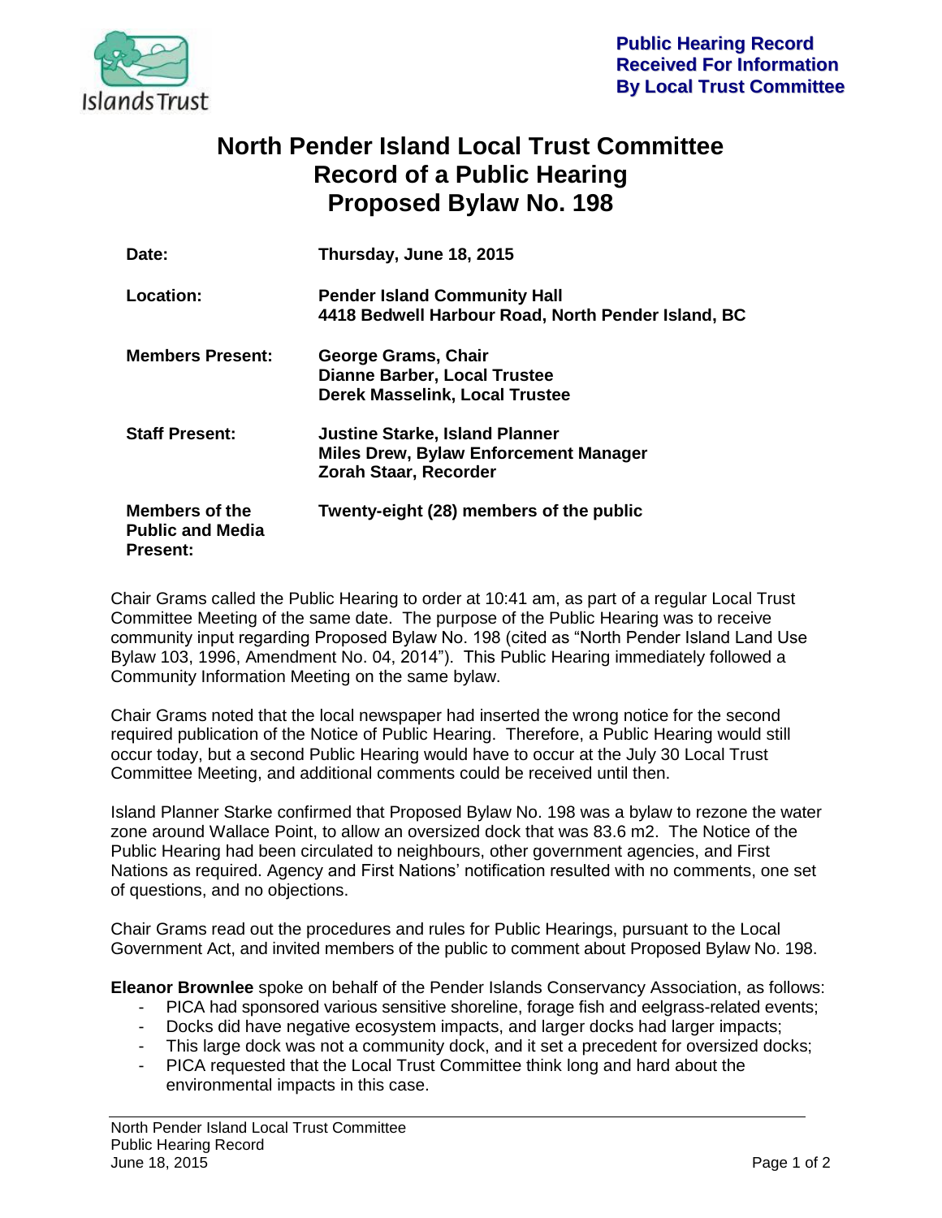**Public Hearing Record Received For Information By Local Trust Committee**

# North Pender Island Local Trust Committee Record of a Public Hearing Proposed Bylaw No. 198

| | |
|---|---|
| **Date:** | **Thursday, June 18, 2015** |
| **Location:** | **Pender Island Community Hall**<br>**4418 Bedwell Harbour Road, North Pender Island, BC** |
| **Members Present:** | **George Grams, Chair**<br>**Dianne Barber, Local Trustee**<br>**Derek Masselink, Local Trustee** |
| **Staff Present:** | **Justine Starke, Island Planner**<br>**Miles Drew, Bylaw Enforcement Manager**<br>**Zorah Staar, Recorder** |
| **Members of the Public and Media Present:** | **Twenty-eight (28) members of the public** |

Chair Grams called the Public Hearing to order at 10:41 am, as part of a regular Local Trust Committee Meeting of the same date. The purpose of the Public Hearing was to receive community input regarding Proposed Bylaw No. 198 (cited as "North Pender Island Land Use Bylaw 103, 1996, Amendment No. 04, 2014"). This Public Hearing immediately followed a Community Information Meeting on the same bylaw.

Chair Grams noted that the local newspaper had inserted the wrong notice for the second required publication of the Notice of Public Hearing. Therefore, a Public Hearing would still occur today, but a second Public Hearing would have to occur at the July 30 Local Trust Committee Meeting, and additional comments could be received until then.

Island Planner Starke confirmed that Proposed Bylaw No. 198 was a bylaw to rezone the water zone around Wallace Point, to allow an oversized dock that was 83.6 m2. The Notice of the Public Hearing had been circulated to neighbours, other government agencies, and First Nations as required. Agency and First Nations' notification resulted with no comments, one set of questions, and no objections.

Chair Grams read out the procedures and rules for Public Hearings, pursuant to the Local Government Act, and invited members of the public to comment about Proposed Bylaw No. 198.

**Eleanor Brownlee** spoke on behalf of the Pender Islands Conservancy Association, as follows:

- PICA had sponsored various sensitive shoreline, forage fish and eelgrass-related events;
- Docks did have negative ecosystem impacts, and larger docks had larger impacts;
- This large dock was not a community dock, and it set a precedent for oversized docks;
- PICA requested that the Local Trust Committee think long and hard about the environmental impacts in this case.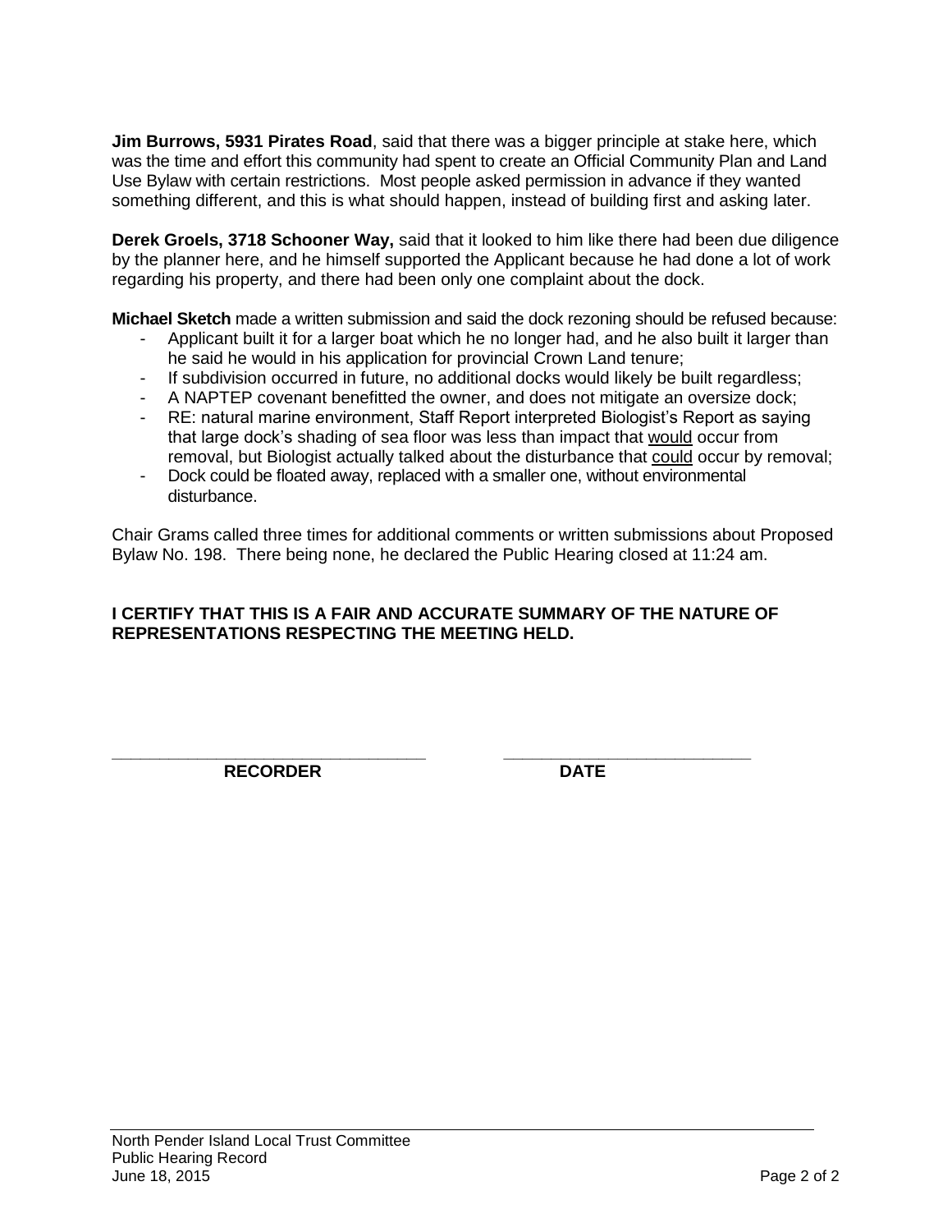**Jim Burrows, 5931 Pirates Road**, said that there was a bigger principle at stake here, which was the time and effort this community had spent to create an Official Community Plan and Land Use Bylaw with certain restrictions. Most people asked permission in advance if they wanted something different, and this is what should happen, instead of building first and asking later.

**Derek Groels, 3718 Schooner Way,** said that it looked to him like there had been due diligence by the planner here, and he himself supported the Applicant because he had done a lot of work regarding his property, and there had been only one complaint about the dock.

**Michael Sketch** made a written submission and said the dock rezoning should be refused because:

- Applicant built it for a larger boat which he no longer had, and he also built it larger than he said he would in his application for provincial Crown Land tenure;
- If subdivision occurred in future, no additional docks would likely be built regardless;
- A NAPTEP covenant benefitted the owner, and does not mitigate an oversize dock;
- RE: natural marine environment, Staff Report interpreted Biologist's Report as saying that large dock's shading of sea floor was less than impact that would occur from removal, but Biologist actually talked about the disturbance that could occur by removal;
- Dock could be floated away, replaced with a smaller one, without environmental disturbance.

Chair Grams called three times for additional comments or written submissions about Proposed Bylaw No. 198. There being none, he declared the Public Hearing closed at 11:24 am.

**I CERTIFY THAT THIS IS A FAIR AND ACCURATE SUMMARY OF THE NATURE OF REPRESENTATIONS RESPECTING THE MEETING HELD.**

\_\_\_\_\_\_\_\_\_\_\_\_\_\_\_\_\_\_\_\_\_\_\_\_\_\_\_\_\_\_\_\_ \_\_\_\_\_\_\_\_\_\_\_\_\_\_\_\_\_\_\_\_\_\_\_\_\_\_

**RECORDER** **DATE**